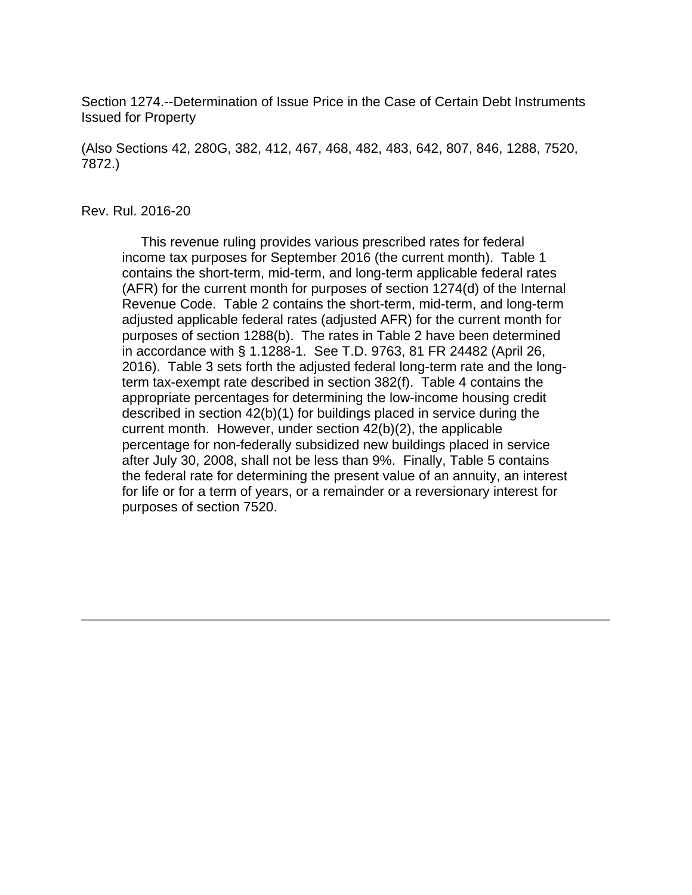Section 1274.--Determination of Issue Price in the Case of Certain Debt Instruments Issued for Property

(Also Sections 42, 280G, 382, 412, 467, 468, 482, 483, 642, 807, 846, 1288, 7520, 7872.)

Rev. Rul. 2016-20

> This revenue ruling provides various prescribed rates for federal income tax purposes for September 2016 (the current month). Table 1 contains the short-term, mid-term, and long-term applicable federal rates (AFR) for the current month for purposes of section 1274(d) of the Internal Revenue Code. Table 2 contains the short-term, mid-term, and long-term adjusted applicable federal rates (adjusted AFR) for the current month for purposes of section 1288(b). The rates in Table 2 have been determined in accordance with § 1.1288-1. See T.D. 9763, 81 FR 24482 (April 26, 2016). Table 3 sets forth the adjusted federal long-term rate and the long-term tax-exempt rate described in section 382(f). Table 4 contains the appropriate percentages for determining the low-income housing credit described in section 42(b)(1) for buildings placed in service during the current month. However, under section 42(b)(2), the applicable percentage for non-federally subsidized new buildings placed in service after July 30, 2008, shall not be less than 9%. Finally, Table 5 contains the federal rate for determining the present value of an annuity, an interest for life or for a term of years, or a remainder or a reversionary interest for purposes of section 7520.

---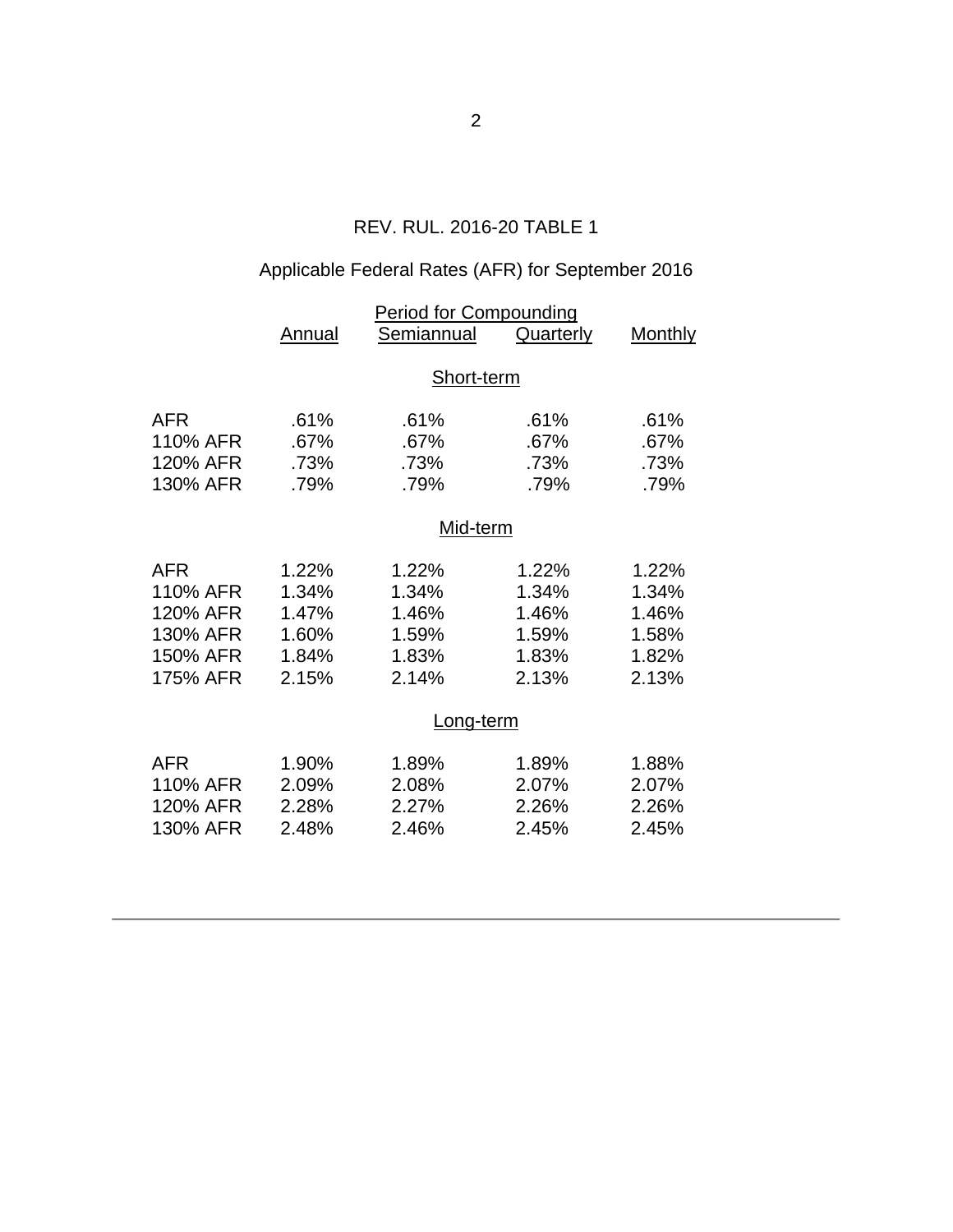REV. RUL. 2016-20 TABLE 1

Applicable Federal Rates (AFR) for September 2016

| | Period for Compounding | | | |
|---|---|---|---|---|
| | Annual | Semiannual | Quarterly | Monthly |
| | **Short-term** | | | |
| AFR | .61% | .61% | .61% | .61% |
| 110% AFR | .67% | .67% | .67% | .67% |
| 120% AFR | .73% | .73% | .73% | .73% |
| 130% AFR | .79% | .79% | .79% | .79% |
| | **Mid-term** | | | |
| AFR | 1.22% | 1.22% | 1.22% | 1.22% |
| 110% AFR | 1.34% | 1.34% | 1.34% | 1.34% |
| 120% AFR | 1.47% | 1.46% | 1.46% | 1.46% |
| 130% AFR | 1.60% | 1.59% | 1.59% | 1.58% |
| 150% AFR | 1.84% | 1.83% | 1.83% | 1.82% |
| 175% AFR | 2.15% | 2.14% | 2.13% | 2.13% |
| | **Long-term** | | | |
| AFR | 1.90% | 1.89% | 1.89% | 1.88% |
| 110% AFR | 2.09% | 2.08% | 2.07% | 2.07% |
| 120% AFR | 2.28% | 2.27% | 2.26% | 2.26% |
| 130% AFR | 2.48% | 2.46% | 2.45% | 2.45% |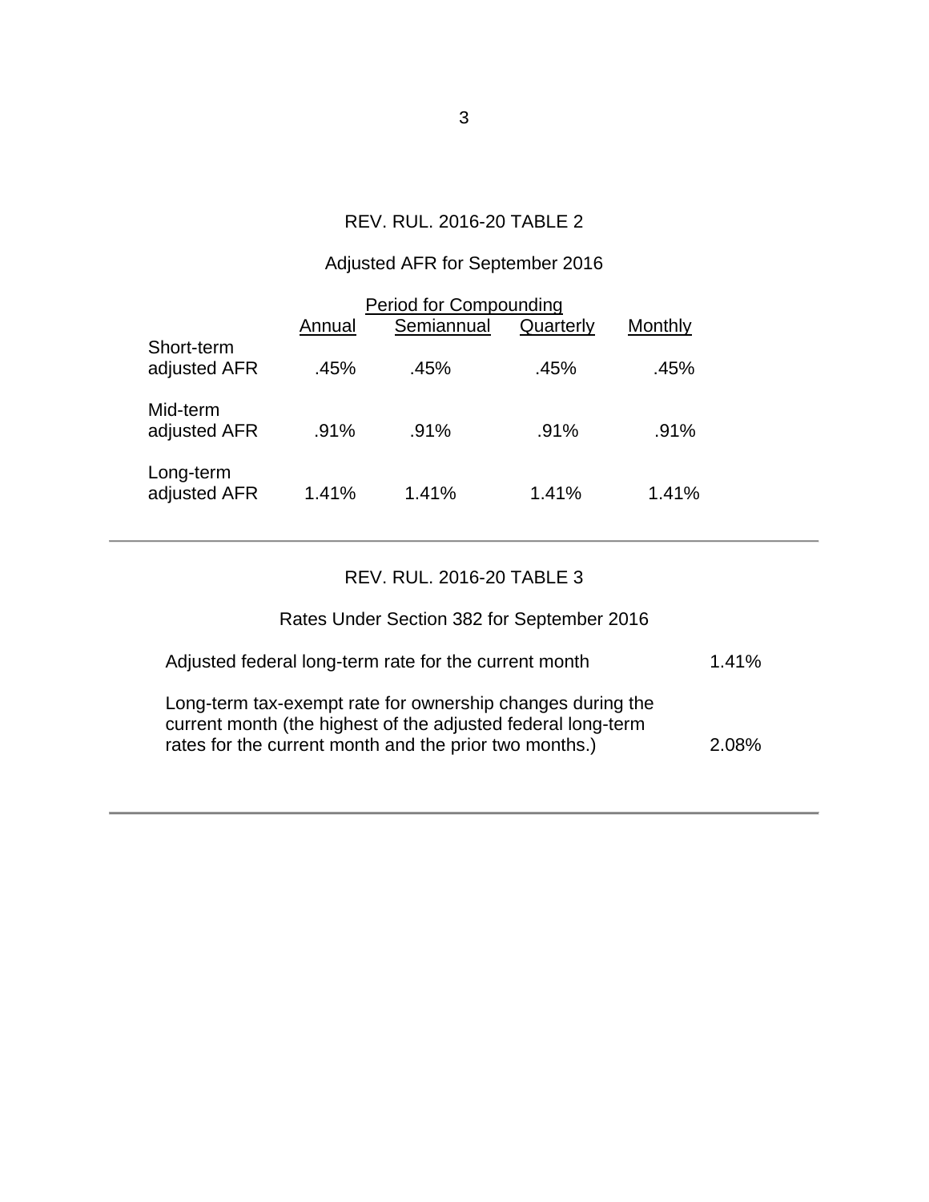## REV. RUL. 2016-20 TABLE 2

### Adjusted AFR for September 2016

| | Period for Compounding | | | |
|---|---|---|---|---|
| | Annual | Semiannual | Quarterly | Monthly |
| Short-term adjusted AFR | .45% | .45% | .45% | .45% |
| Mid-term adjusted AFR | .91% | .91% | .91% | .91% |
| Long-term adjusted AFR | 1.41% | 1.41% | 1.41% | 1.41% |

---

## REV. RUL. 2016-20 TABLE 3

### Rates Under Section 382 for September 2016

| | |
|---|---|
| Adjusted federal long-term rate for the current month | 1.41% |
| Long-term tax-exempt rate for ownership changes during the current month (the highest of the adjusted federal long-term rates for the current month and the prior two months.) | 2.08% |

---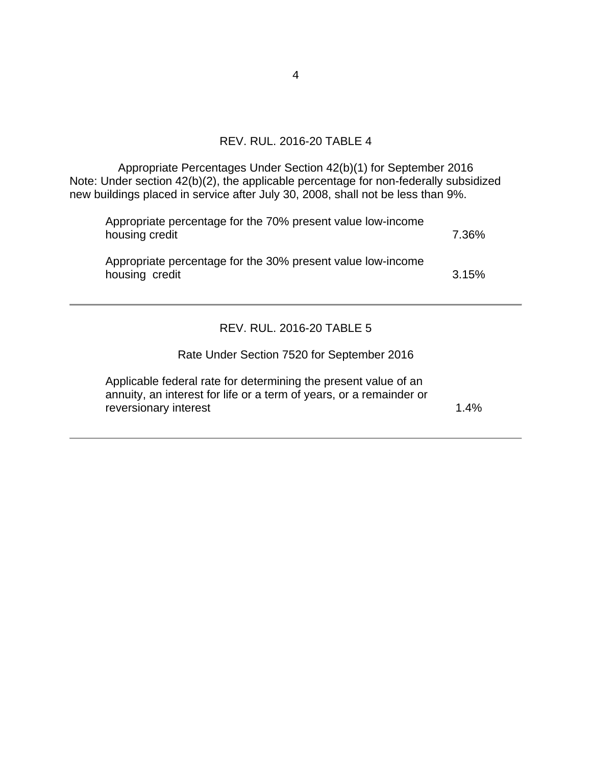## REV. RUL. 2016-20 TABLE 4

Appropriate Percentages Under Section 42(b)(1) for September 2016

Note: Under section 42(b)(2), the applicable percentage for non-federally subsidized new buildings placed in service after July 30, 2008, shall not be less than 9%.

| | |
|---|---|
| Appropriate percentage for the 70% present value low-income housing credit | 7.36% |
| Appropriate percentage for the 30% present value low-income housing credit | 3.15% |

---

## REV. RUL. 2016-20 TABLE 5

Rate Under Section 7520 for September 2016

| | |
|---|---|
| Applicable federal rate for determining the present value of an annuity, an interest for life or a term of years, or a remainder or reversionary interest | 1.4% |

---